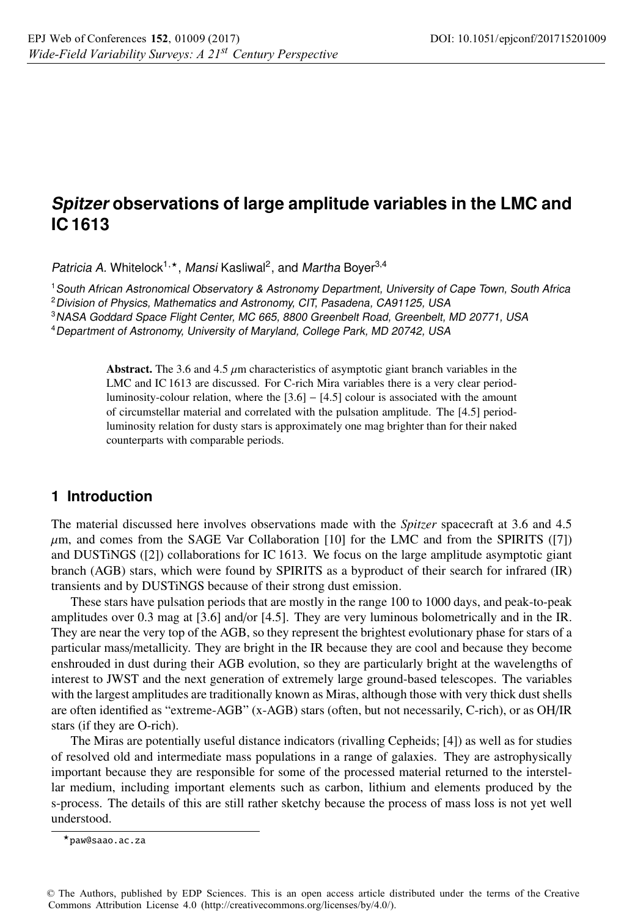# *Spitzer* observations of large amplitude variables in the LMC and IC 1613

*Patricia A.* Whitelock[1,⋆], *Mansi* Kasliwal[2], and *Martha* Boyer[3,4]

[1] *South African Astronomical Observatory & Astronomy Department, University of Cape Town, South Africa*
[2] *Division of Physics, Mathematics and Astronomy, CIT, Pasadena, CA91125, USA*
[3] *NASA Goddard Space Flight Center, MC 665, 8800 Greenbelt Road, Greenbelt, MD 20771, USA*
[4] *Department of Astronomy, University of Maryland, College Park, MD 20742, USA*

**Abstract.** The 3.6 and 4.5 $\mu$m characteristics of asymptotic giant branch variables in the LMC and IC 1613 are discussed. For C-rich Mira variables there is a very clear period-luminosity-colour relation, where the [3.6] − [4.5] colour is associated with the amount of circumstellar material and correlated with the pulsation amplitude. The [4.5] period-luminosity relation for dusty stars is approximately one mag brighter than for their naked counterparts with comparable periods.

## 1 Introduction

The material discussed here involves observations made with the *Spitzer* spacecraft at 3.6 and 4.5 $\mu$m, and comes from the SAGE Var Collaboration [10] for the LMC and from the SPIRITS ([7]) and DUSTiNGS ([2]) collaborations for IC 1613. We focus on the large amplitude asymptotic giant branch (AGB) stars, which were found by SPIRITS as a byproduct of their search for infrared (IR) transients and by DUSTiNGS because of their strong dust emission.

These stars have pulsation periods that are mostly in the range 100 to 1000 days, and peak-to-peak amplitudes over 0.3 mag at [3.6] and/or [4.5]. They are very luminous bolometrically and in the IR. They are near the very top of the AGB, so they represent the brightest evolutionary phase for stars of a particular mass/metallicity. They are bright in the IR because they are cool and because they become enshrouded in dust during their AGB evolution, so they are particularly bright at the wavelengths of interest to JWST and the next generation of extremely large ground-based telescopes. The variables with the largest amplitudes are traditionally known as Miras, although those with very thick dust shells are often identified as "extreme-AGB" (x-AGB) stars (often, but not necessarily, C-rich), or as OH/IR stars (if they are O-rich).

The Miras are potentially useful distance indicators (rivalling Cepheids; [4]) as well as for studies of resolved old and intermediate mass populations in a range of galaxies. They are astrophysically important because they are responsible for some of the processed material returned to the interstellar medium, including important elements such as carbon, lithium and elements produced by the s-process. The details of this are still rather sketchy because the process of mass loss is not yet well understood.

⋆paw@saao.ac.za

© The Authors, published by EDP Sciences. This is an open access article distributed under the terms of the Creative Commons Attribution License 4.0 (http://creativecommons.org/licenses/by/4.0/).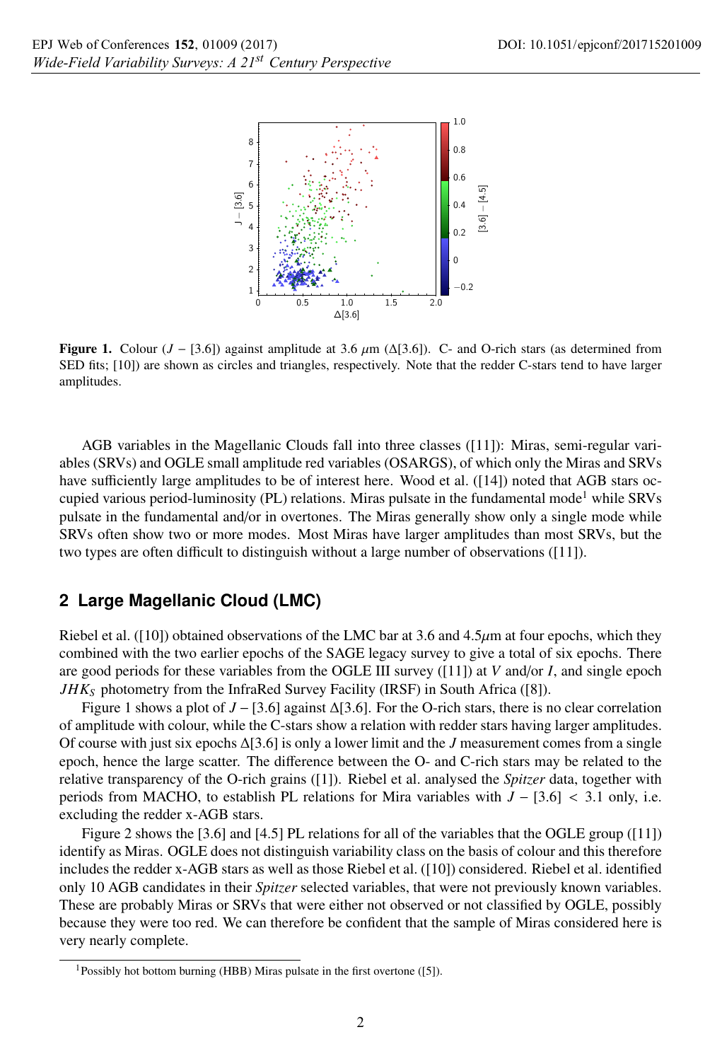**Figure 1.** Colour ($J - [3.6]$) against amplitude at 3.6 $\mu$m ($\Delta[3.6]$). C- and O-rich stars (as determined from SED fits; [10]) are shown as circles and triangles, respectively. Note that the redder C-stars tend to have larger amplitudes.

AGB variables in the Magellanic Clouds fall into three classes ([11]): Miras, semi-regular variables (SRVs) and OGLE small amplitude red variables (OSARGS), of which only the Miras and SRVs have sufficiently large amplitudes to be of interest here. Wood et al. ([14]) noted that AGB stars occupied various period-luminosity (PL) relations. Miras pulsate in the fundamental mode[1] while SRVs pulsate in the fundamental and/or in overtones. The Miras generally show only a single mode while SRVs often show two or more modes. Most Miras have larger amplitudes than most SRVs, but the two types are often difficult to distinguish without a large number of observations ([11]).

## 2 Large Magellanic Cloud (LMC)

Riebel et al. ([10]) obtained observations of the LMC bar at 3.6 and 4.5$\mu$m at four epochs, which they combined with the two earlier epochs of the SAGE legacy survey to give a total of six epochs. There are good periods for these variables from the OGLE III survey ([11]) at $V$ and/or $I$, and single epoch $JHK_S$ photometry from the InfraRed Survey Facility (IRSF) in South Africa ([8]).

Figure 1 shows a plot of $J - [3.6]$ against $\Delta[3.6]$. For the O-rich stars, there is no clear correlation of amplitude with colour, while the C-stars show a relation with redder stars having larger amplitudes. Of course with just six epochs $\Delta[3.6]$ is only a lower limit and the $J$ measurement comes from a single epoch, hence the large scatter. The difference between the O- and C-rich stars may be related to the relative transparency of the O-rich grains ([1]). Riebel et al. analysed the *Spitzer* data, together with periods from MACHO, to establish PL relations for Mira variables with $J - [3.6] < 3.1$ only, i.e. excluding the redder x-AGB stars.

Figure 2 shows the [3.6] and [4.5] PL relations for all of the variables that the OGLE group ([11]) identify as Miras. OGLE does not distinguish variability class on the basis of colour and this therefore includes the redder x-AGB stars as well as those Riebel et al. ([10]) considered. Riebel et al. identified only 10 AGB candidates in their *Spitzer* selected variables, that were not previously known variables. These are probably Miras or SRVs that were either not observed or not classified by OGLE, possibly because they were too red. We can therefore be confident that the sample of Miras considered here is very nearly complete.

[1] Possibly hot bottom burning (HBB) Miras pulsate in the first overtone ([5]).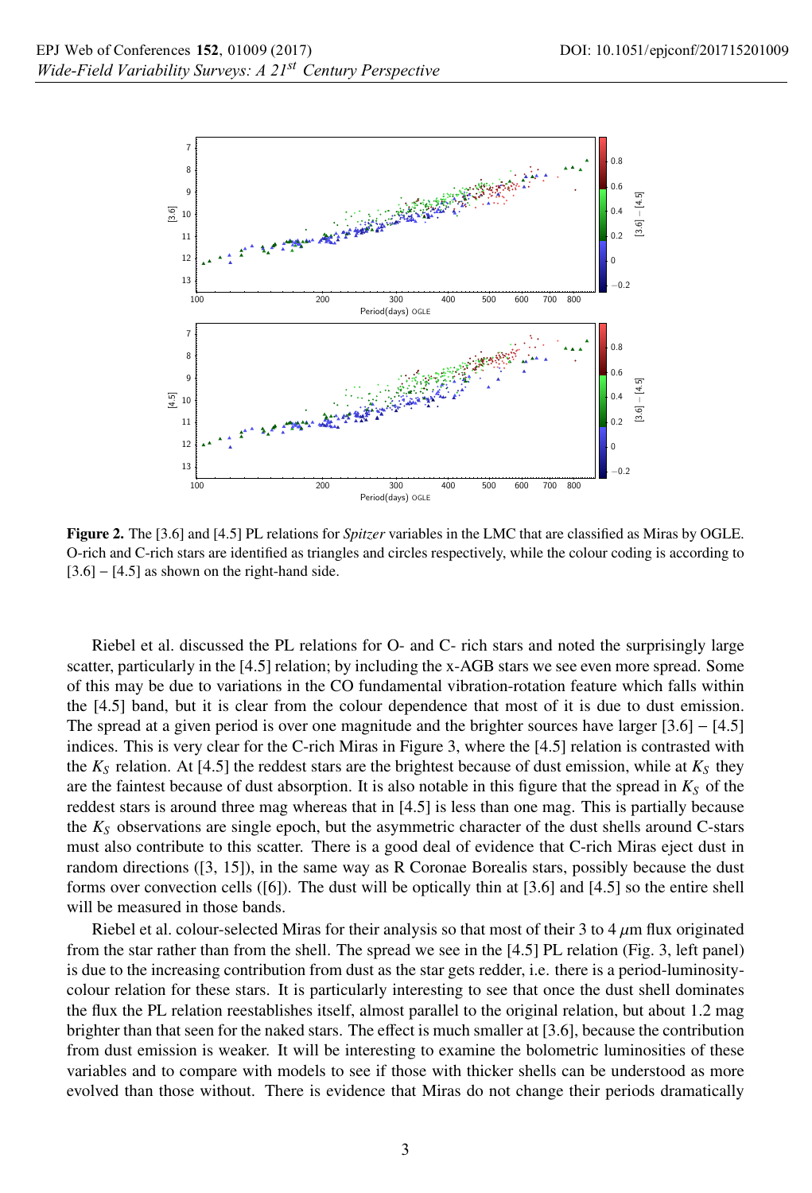**Figure 2.** The [3.6] and [4.5] PL relations for *Spitzer* variables in the LMC that are classified as Miras by OGLE. O-rich and C-rich stars are identified as triangles and circles respectively, while the colour coding is according to [3.6] − [4.5] as shown on the right-hand side.

Riebel et al. discussed the PL relations for O- and C- rich stars and noted the surprisingly large scatter, particularly in the [4.5] relation; by including the x-AGB stars we see even more spread. Some of this may be due to variations in the CO fundamental vibration-rotation feature which falls within the [4.5] band, but it is clear from the colour dependence that most of it is due to dust emission. The spread at a given period is over one magnitude and the brighter sources have larger [3.6] − [4.5] indices. This is very clear for the C-rich Miras in Figure 3, where the [4.5] relation is contrasted with the $K_S$ relation. At [4.5] the reddest stars are the brightest because of dust emission, while at $K_S$ they are the faintest because of dust absorption. It is also notable in this figure that the spread in $K_S$ of the reddest stars is around three mag whereas that in [4.5] is less than one mag. This is partially because the $K_S$ observations are single epoch, but the asymmetric character of the dust shells around C-stars must also contribute to this scatter. There is a good deal of evidence that C-rich Miras eject dust in random directions ([3, 15]), in the same way as R Coronae Borealis stars, possibly because the dust forms over convection cells ([6]). The dust will be optically thin at [3.6] and [4.5] so the entire shell will be measured in those bands.

Riebel et al. colour-selected Miras for their analysis so that most of their 3 to 4 $\mu$m flux originated from the star rather than from the shell. The spread we see in the [4.5] PL relation (Fig. 3, left panel) is due to the increasing contribution from dust as the star gets redder, i.e. there is a period-luminosity-colour relation for these stars. It is particularly interesting to see that once the dust shell dominates the flux the PL relation reestablishes itself, almost parallel to the original relation, but about 1.2 mag brighter than that seen for the naked stars. The effect is much smaller at [3.6], because the contribution from dust emission is weaker. It will be interesting to examine the bolometric luminosities of these variables and to compare with models to see if those with thicker shells can be understood as more evolved than those without. There is evidence that Miras do not change their periods dramatically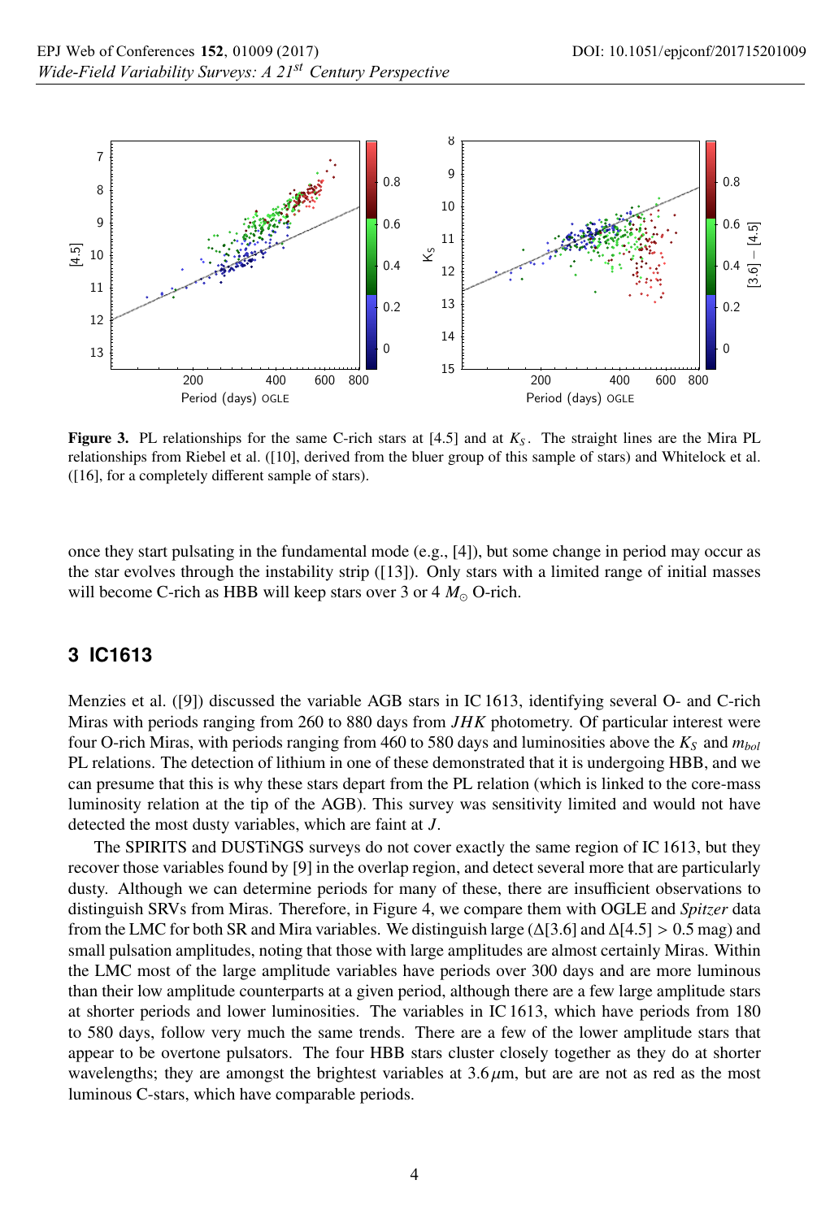**Figure 3.** PL relationships for the same C-rich stars at [4.5] and at $K_S$. The straight lines are the Mira PL relationships from Riebel et al. ([10], derived from the bluer group of this sample of stars) and Whitelock et al. ([16], for a completely different sample of stars).

once they start pulsating in the fundamental mode (e.g., [4]), but some change in period may occur as the star evolves through the instability strip ([13]). Only stars with a limited range of initial masses will become C-rich as HBB will keep stars over 3 or 4 $M_{\odot}$ O-rich.

## 3 IC1613

Menzies et al. ([9]) discussed the variable AGB stars in IC 1613, identifying several O- and C-rich Miras with periods ranging from 260 to 880 days from *JHK* photometry. Of particular interest were four O-rich Miras, with periods ranging from 460 to 580 days and luminosities above the $K_S$ and $m_{bol}$ PL relations. The detection of lithium in one of these demonstrated that it is undergoing HBB, and we can presume that this is why these stars depart from the PL relation (which is linked to the core-mass luminosity relation at the tip of the AGB). This survey was sensitivity limited and would not have detected the most dusty variables, which are faint at *J*.

The SPIRITS and DUSTiNGS surveys do not cover exactly the same region of IC 1613, but they recover those variables found by [9] in the overlap region, and detect several more that are particularly dusty. Although we can determine periods for many of these, there are insufficient observations to distinguish SRVs from Miras. Therefore, in Figure 4, we compare them with OGLE and *Spitzer* data from the LMC for both SR and Mira variables. We distinguish large ($\Delta$[3.6] and $\Delta$[4.5] > 0.5 mag) and small pulsation amplitudes, noting that those with large amplitudes are almost certainly Miras. Within the LMC most of the large amplitude variables have periods over 300 days and are more luminous than their low amplitude counterparts at a given period, although there are a few large amplitude stars at shorter periods and lower luminosities. The variables in IC 1613, which have periods from 180 to 580 days, follow very much the same trends. There are a few of the lower amplitude stars that appear to be overtone pulsators. The four HBB stars cluster closely together as they do at shorter wavelengths; they are amongst the brightest variables at 3.6 $\mu$m, but are are not as red as the most luminous C-stars, which have comparable periods.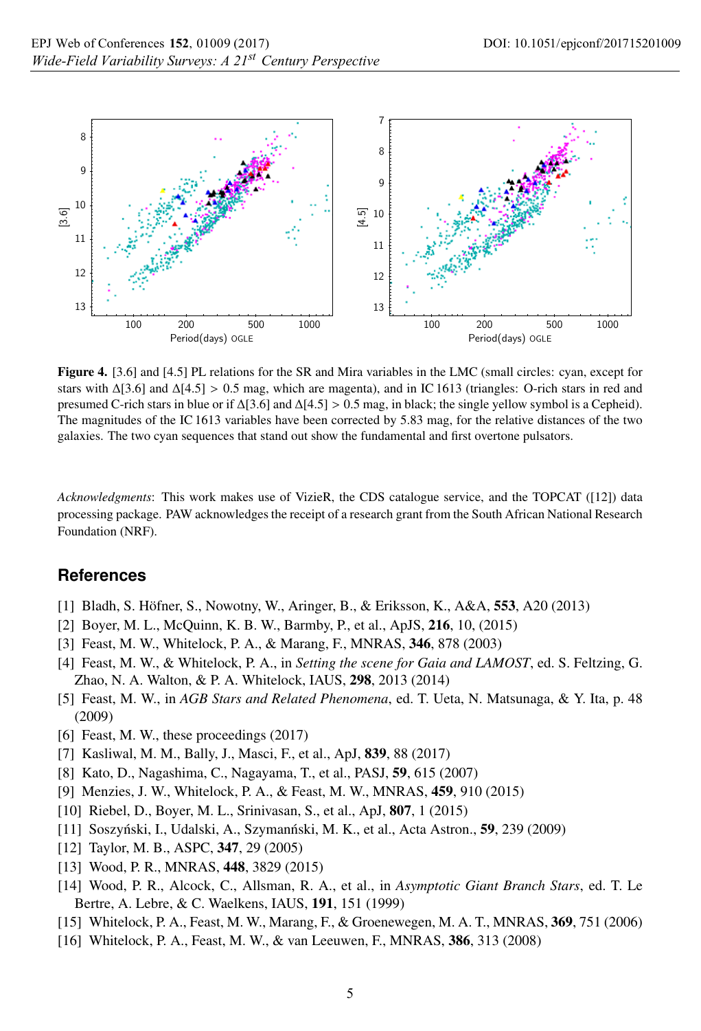[3.6]

8
9
10
11
12
13

100 200 500 1000

Period(days) OGLE

[4.5]

7
8
9
10
11
12
13

100 200 500 1000

Period(days) OGLE

**Figure 4.** [3.6] and [4.5] PL relations for the SR and Mira variables in the LMC (small circles: cyan, except for stars with Δ[3.6] and Δ[4.5] > 0.5 mag, which are magenta), and in IC 1613 (triangles: O-rich stars in red and presumed C-rich stars in blue or if Δ[3.6] and Δ[4.5] > 0.5 mag, in black; the single yellow symbol is a Cepheid). The magnitudes of the IC 1613 variables have been corrected by 5.83 mag, for the relative distances of the two galaxies. The two cyan sequences that stand out show the fundamental and first overtone pulsators.

*Acknowledgments*: This work makes use of VizieR, the CDS catalogue service, and the TOPCAT ([12]) data processing package. PAW acknowledges the receipt of a research grant from the South African National Research Foundation (NRF).

## References

[1] Bladh, S. Höfner, S., Nowotny, W., Aringer, B., & Eriksson, K., A&A, **553**, A20 (2013)
[2] Boyer, M. L., McQuinn, K. B. W., Barmby, P., et al., ApJS, **216**, 10, (2015)
[3] Feast, M. W., Whitelock, P. A., & Marang, F., MNRAS, **346**, 878 (2003)
[4] Feast, M. W., & Whitelock, P. A., in *Setting the scene for Gaia and LAMOST*, ed. S. Feltzing, G. Zhao, N. A. Walton, & P. A. Whitelock, IAUS, **298**, 2013 (2014)
[5] Feast, M. W., in *AGB Stars and Related Phenomena*, ed. T. Ueta, N. Matsunaga, & Y. Ita, p. 48 (2009)
[6] Feast, M. W., these proceedings (2017)
[7] Kasliwal, M. M., Bally, J., Masci, F., et al., ApJ, **839**, 88 (2017)
[8] Kato, D., Nagashima, C., Nagayama, T., et al., PASJ, **59**, 615 (2007)
[9] Menzies, J. W., Whitelock, P. A., & Feast, M. W., MNRAS, **459**, 910 (2015)
[10] Riebel, D., Boyer, M. L., Srinivasan, S., et al., ApJ, **807**, 1 (2015)
[11] Soszyński, I., Udalski, A., Szymański, M. K., et al., Acta Astron., **59**, 239 (2009)
[12] Taylor, M. B., ASPC, **347**, 29 (2005)
[13] Wood, P. R., MNRAS, **448**, 3829 (2015)
[14] Wood, P. R., Alcock, C., Allsman, R. A., et al., in *Asymptotic Giant Branch Stars*, ed. T. Le Bertre, A. Lebre, & C. Waelkens, IAUS, **191**, 151 (1999)
[15] Whitelock, P. A., Feast, M. W., Marang, F., & Groenewegen, M. A. T., MNRAS, **369**, 751 (2006)
[16] Whitelock, P. A., Feast, M. W., & van Leeuwen, F., MNRAS, **386**, 313 (2008)